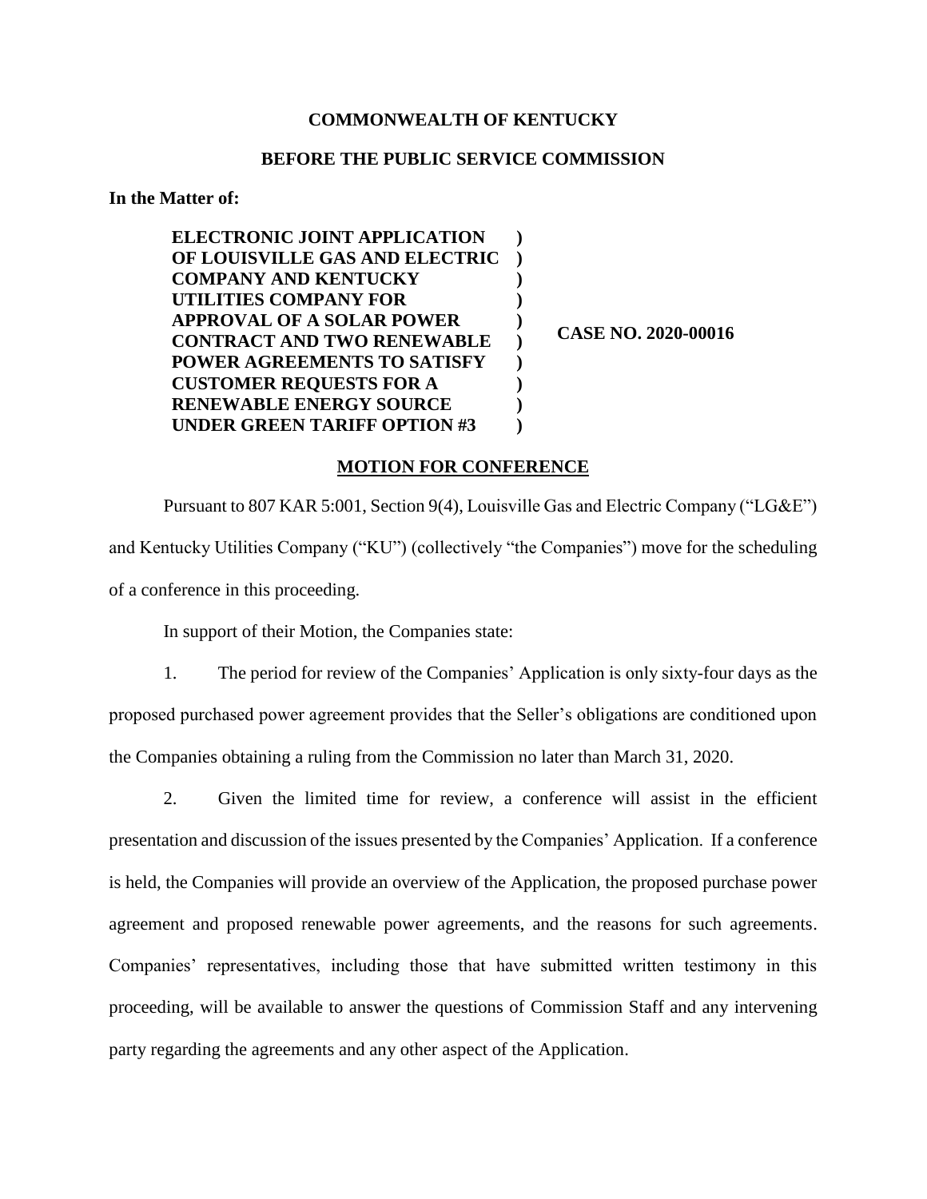**COMMONWEALTH OF KENTUCKY**

**BEFORE THE PUBLIC SERVICE COMMISSION**

**In the Matter of:**

| | | |
|---|---|---|
| **ELECTRONIC JOINT APPLICATION OF LOUISVILLE GAS AND ELECTRIC COMPANY AND KENTUCKY UTILITIES COMPANY FOR APPROVAL OF A SOLAR POWER CONTRACT AND TWO RENEWABLE POWER AGREEMENTS TO SATISFY CUSTOMER REQUESTS FOR A RENEWABLE ENERGY SOURCE UNDER GREEN TARIFF OPTION #3** | **)** | **CASE NO. 2020-00016** |

**MOTION FOR CONFERENCE**

Pursuant to 807 KAR 5:001, Section 9(4), Louisville Gas and Electric Company ("LG&E") and Kentucky Utilities Company ("KU") (collectively "the Companies") move for the scheduling of a conference in this proceeding.

In support of their Motion, the Companies state:

1. The period for review of the Companies' Application is only sixty-four days as the proposed purchased power agreement provides that the Seller's obligations are conditioned upon the Companies obtaining a ruling from the Commission no later than March 31, 2020.

2. Given the limited time for review, a conference will assist in the efficient presentation and discussion of the issues presented by the Companies' Application. If a conference is held, the Companies will provide an overview of the Application, the proposed purchase power agreement and proposed renewable power agreements, and the reasons for such agreements. Companies' representatives, including those that have submitted written testimony in this proceeding, will be available to answer the questions of Commission Staff and any intervening party regarding the agreements and any other aspect of the Application.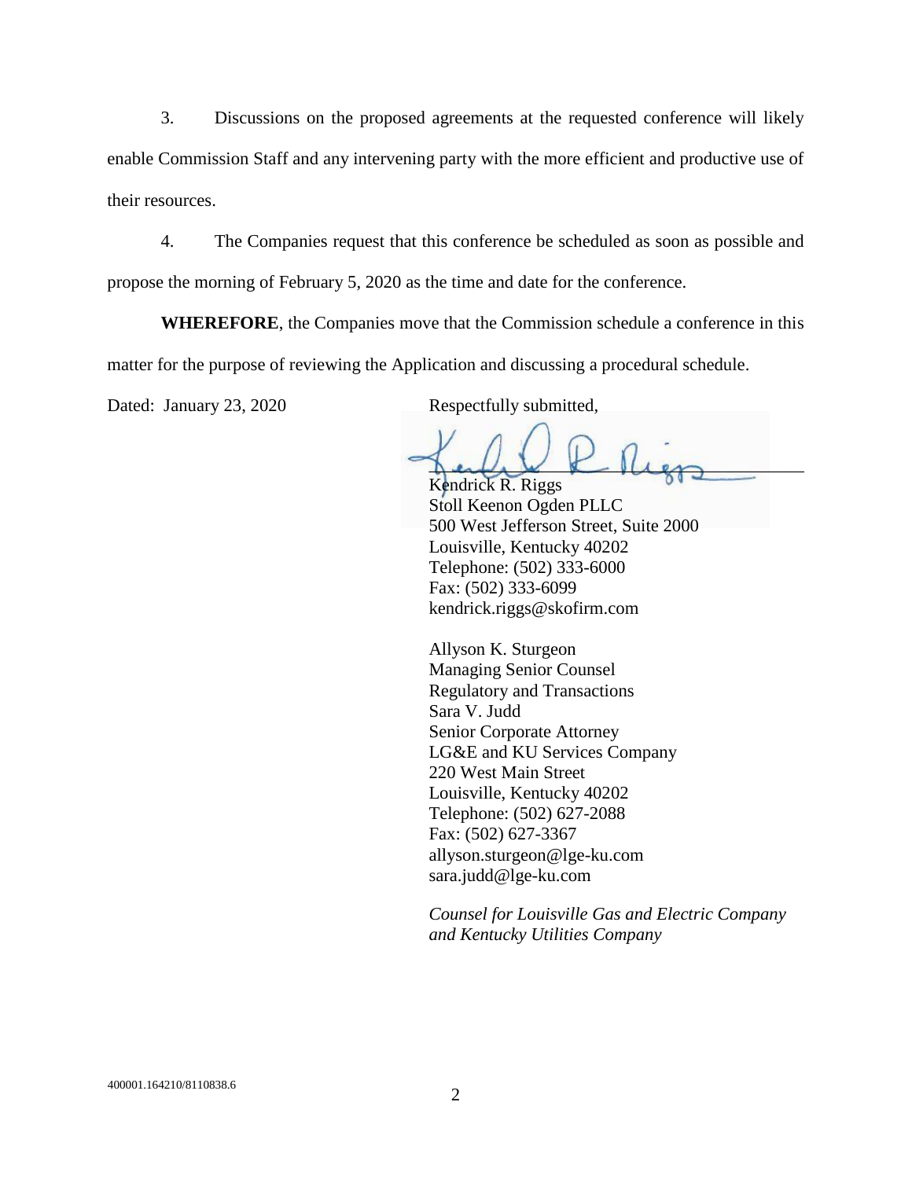3. Discussions on the proposed agreements at the requested conference will likely enable Commission Staff and any intervening party with the more efficient and productive use of their resources.

4. The Companies request that this conference be scheduled as soon as possible and propose the morning of February 5, 2020 as the time and date for the conference.

**WHEREFORE**, the Companies move that the Commission schedule a conference in this matter for the purpose of reviewing the Application and discussing a procedural schedule.

Dated: January 23, 2020

Respectfully submitted,

Kendrick R. Riggs
Stoll Keenon Ogden PLLC
500 West Jefferson Street, Suite 2000
Louisville, Kentucky 40202
Telephone: (502) 333-6000
Fax: (502) 333-6099
kendrick.riggs@skofirm.com

Allyson K. Sturgeon
Managing Senior Counsel
Regulatory and Transactions
Sara V. Judd
Senior Corporate Attorney
LG&E and KU Services Company
220 West Main Street
Louisville, Kentucky 40202
Telephone: (502) 627-2088
Fax: (502) 627-3367
allyson.sturgeon@lge-ku.com
sara.judd@lge-ku.com

*Counsel for Louisville Gas and Electric Company and Kentucky Utilities Company*

400001.164210/8110838.6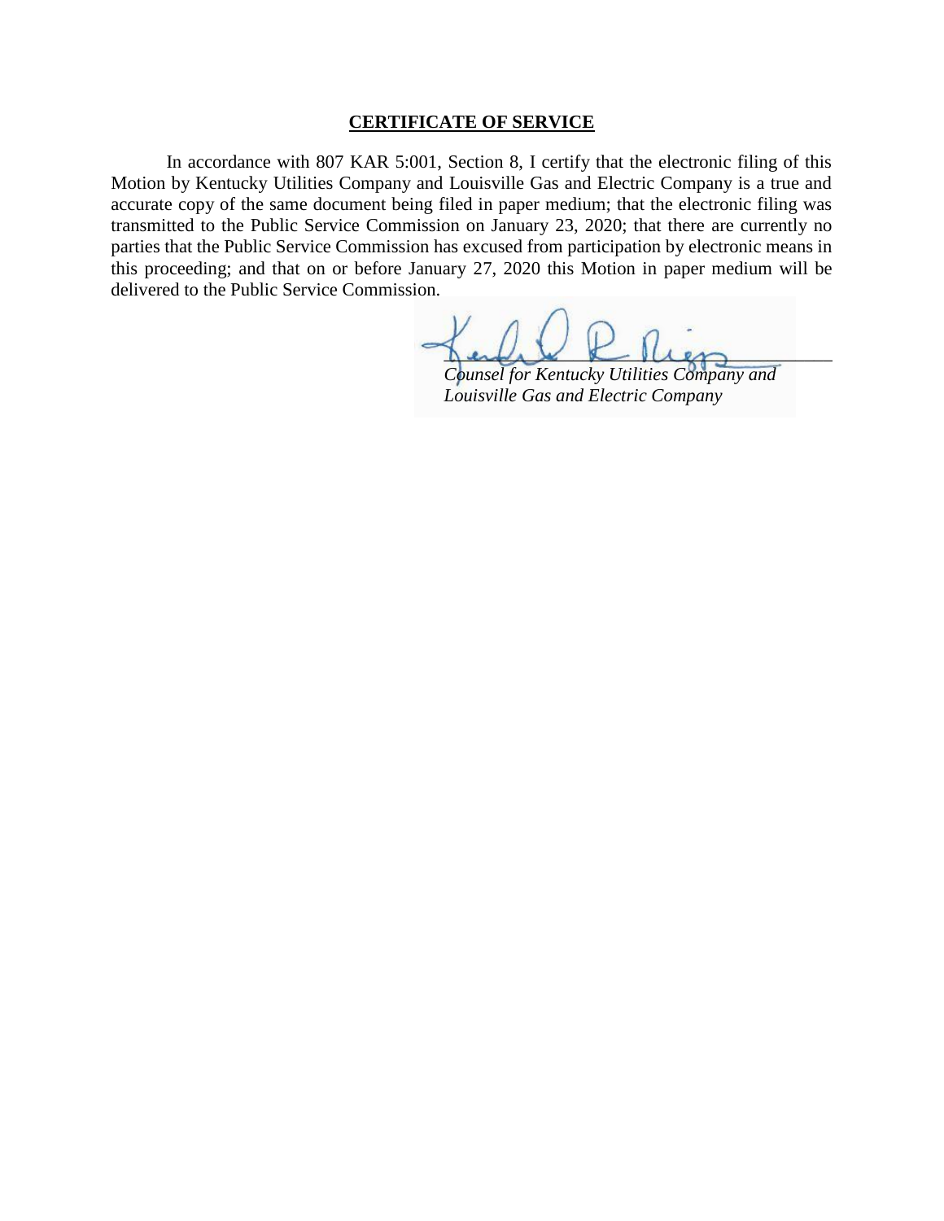## **CERTIFICATE OF SERVICE**

In accordance with 807 KAR 5:001, Section 8, I certify that the electronic filing of this Motion by Kentucky Utilities Company and Louisville Gas and Electric Company is a true and accurate copy of the same document being filed in paper medium; that the electronic filing was transmitted to the Public Service Commission on January 23, 2020; that there are currently no parties that the Public Service Commission has excused from participation by electronic means in this proceeding; and that on or before January 27, 2020 this Motion in paper medium will be delivered to the Public Service Commission.

\_\_\_\_\_\_\_\_\_\_\_\_\_\_\_\_\_\_\_\_\_\_\_\_\_\_\_\_\_\_\_\_\_\_\_\_\_\_

*Counsel for Kentucky Utilities Company and Louisville Gas and Electric Company*